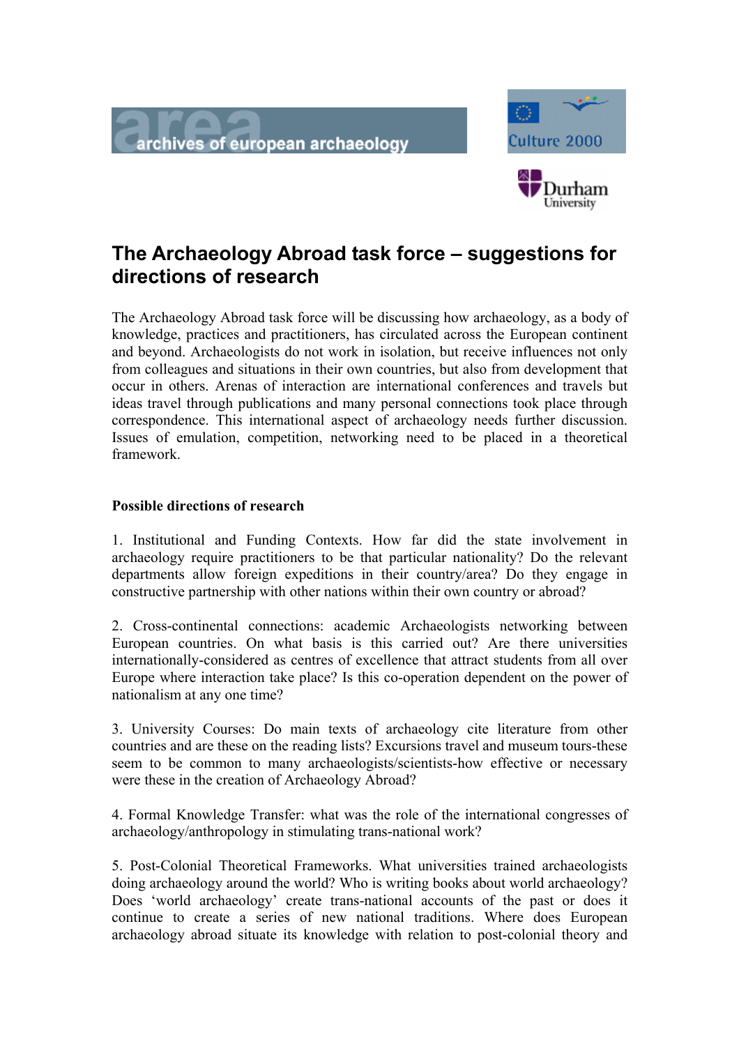# The Archaeology Abroad task force – suggestions for directions of research

The Archaeology Abroad task force will be discussing how archaeology, as a body of knowledge, practices and practitioners, has circulated across the European continent and beyond. Archaeologists do not work in isolation, but receive influences not only from colleagues and situations in their own countries, but also from development that occur in others. Arenas of interaction are international conferences and travels but ideas travel through publications and many personal connections took place through correspondence. This international aspect of archaeology needs further discussion. Issues of emulation, competition, networking need to be placed in a theoretical framework.

**Possible directions of research**

1. Institutional and Funding Contexts. How far did the state involvement in archaeology require practitioners to be that particular nationality? Do the relevant departments allow foreign expeditions in their country/area? Do they engage in constructive partnership with other nations within their own country or abroad?

2. Cross-continental connections: academic Archaeologists networking between European countries. On what basis is this carried out? Are there universities internationally-considered as centres of excellence that attract students from all over Europe where interaction take place? Is this co-operation dependent on the power of nationalism at any one time?

3. University Courses: Do main texts of archaeology cite literature from other countries and are these on the reading lists? Excursions travel and museum tours-these seem to be common to many archaeologists/scientists-how effective or necessary were these in the creation of Archaeology Abroad?

4. Formal Knowledge Transfer: what was the role of the international congresses of archaeology/anthropology in stimulating trans-national work?

5. Post-Colonial Theoretical Frameworks. What universities trained archaeologists doing archaeology around the world? Who is writing books about world archaeology? Does 'world archaeology' create trans-national accounts of the past or does it continue to create a series of new national traditions. Where does European archaeology abroad situate its knowledge with relation to post-colonial theory and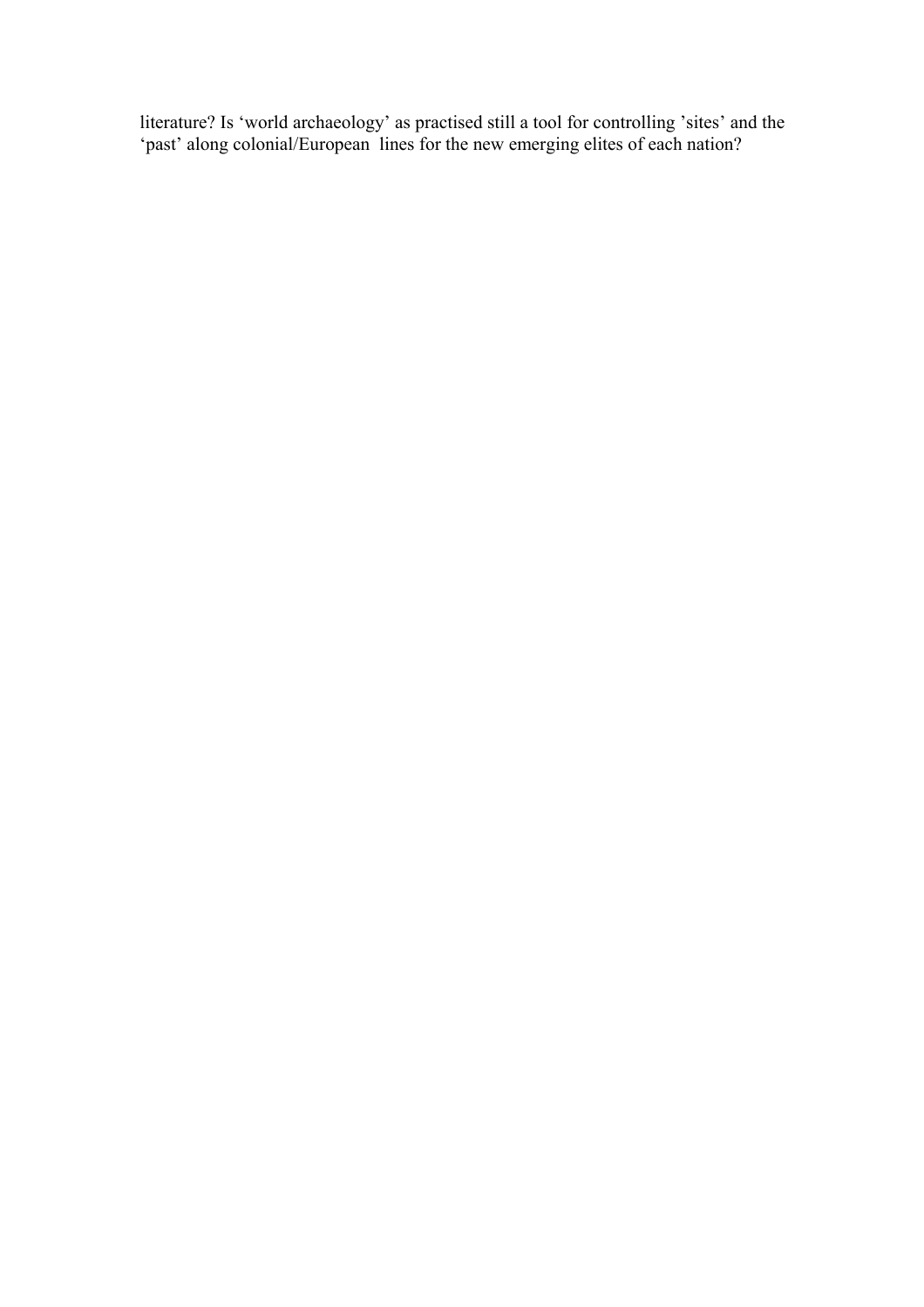literature? Is ‘world archaeology’ as practised still a tool for controlling ’sites’ and the ‘past’ along colonial/European lines for the new emerging elites of each nation?